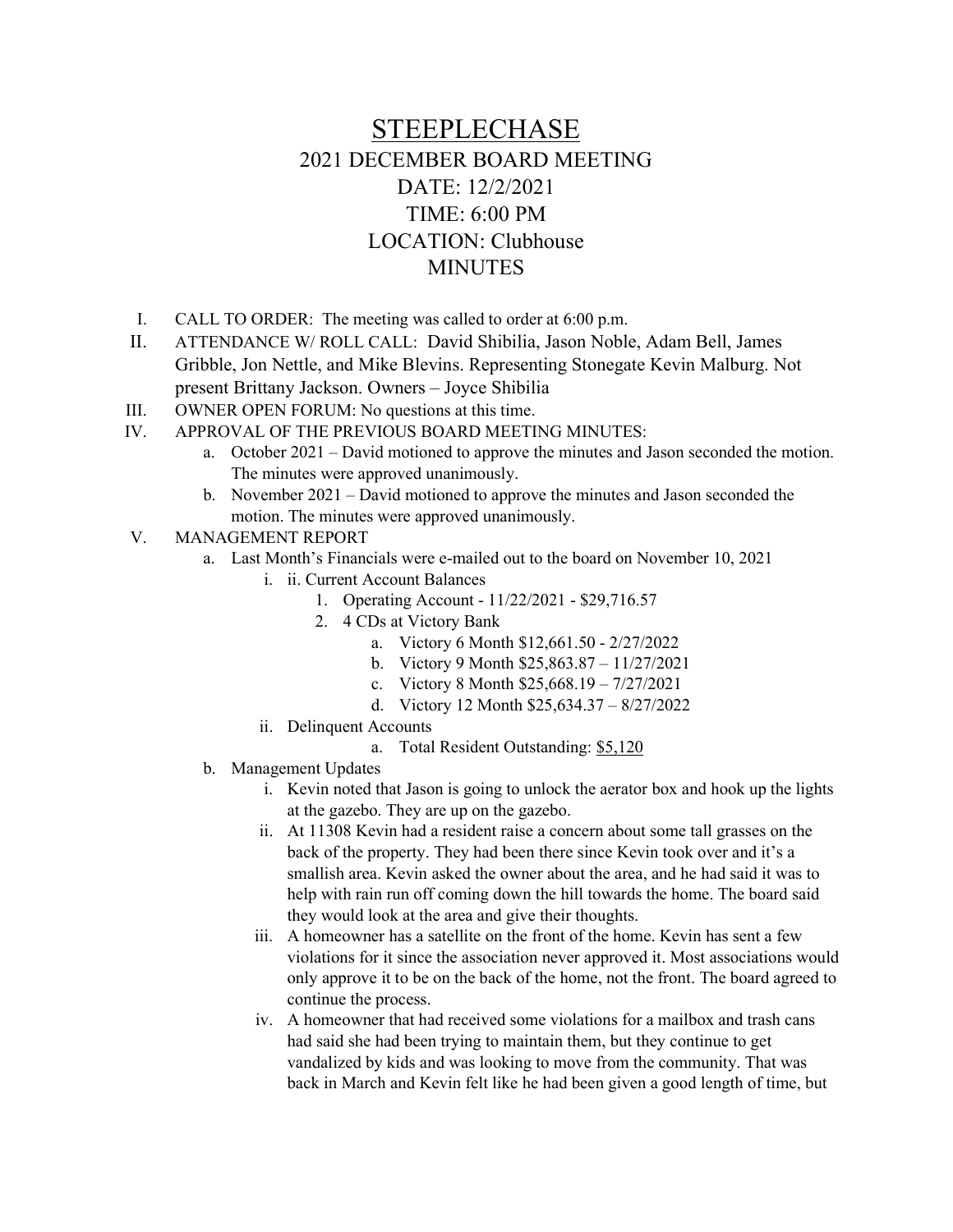# STEEPLECHASE

## 2021 DECEMBER BOARD MEETING

## DATE: 12/2/2021

## TIME: 6:00 PM

## LOCATION: Clubhouse

## MINUTES

I. CALL TO ORDER: The meeting was called to order at 6:00 p.m.

II. ATTENDANCE W/ ROLL CALL: David Shibilia, Jason Noble, Adam Bell, James Gribble, Jon Nettle, and Mike Blevins. Representing Stonegate Kevin Malburg. Not present Brittany Jackson. Owners – Joyce Shibilia

III. OWNER OPEN FORUM: No questions at this time.

IV. APPROVAL OF THE PREVIOUS BOARD MEETING MINUTES:
   a. October 2021 – David motioned to approve the minutes and Jason seconded the motion. The minutes were approved unanimously.
   b. November 2021 – David motioned to approve the minutes and Jason seconded the motion. The minutes were approved unanimously.

V. MANAGEMENT REPORT
   a. Last Month's Financials were e-mailed out to the board on November 10, 2021
      i. ii. Current Account Balances
         1. Operating Account - 11/22/2021 - $29,716.57
         2. 4 CDs at Victory Bank
            a. Victory 6 Month $12,661.50 - 2/27/2022
            b. Victory 9 Month $25,863.87 – 11/27/2021
            c. Victory 8 Month $25,668.19 – 7/27/2021
            d. Victory 12 Month $25,634.37 – 8/27/2022
      ii. Delinquent Accounts
         a. Total Resident Outstanding: <u>$5,120</u>
   b. Management Updates
      i. Kevin noted that Jason is going to unlock the aerator box and hook up the lights at the gazebo. They are up on the gazebo.
      ii. At 11308 Kevin had a resident raise a concern about some tall grasses on the back of the property. They had been there since Kevin took over and it's a smallish area. Kevin asked the owner about the area, and he had said it was to help with rain run off coming down the hill towards the home. The board said they would look at the area and give their thoughts.
      iii. A homeowner has a satellite on the front of the home. Kevin has sent a few violations for it since the association never approved it. Most associations would only approve it to be on the back of the home, not the front. The board agreed to continue the process.
      iv. A homeowner that had received some violations for a mailbox and trash cans had said she had been trying to maintain them, but they continue to get vandalized by kids and was looking to move from the community. That was back in March and Kevin felt like he had been given a good length of time, but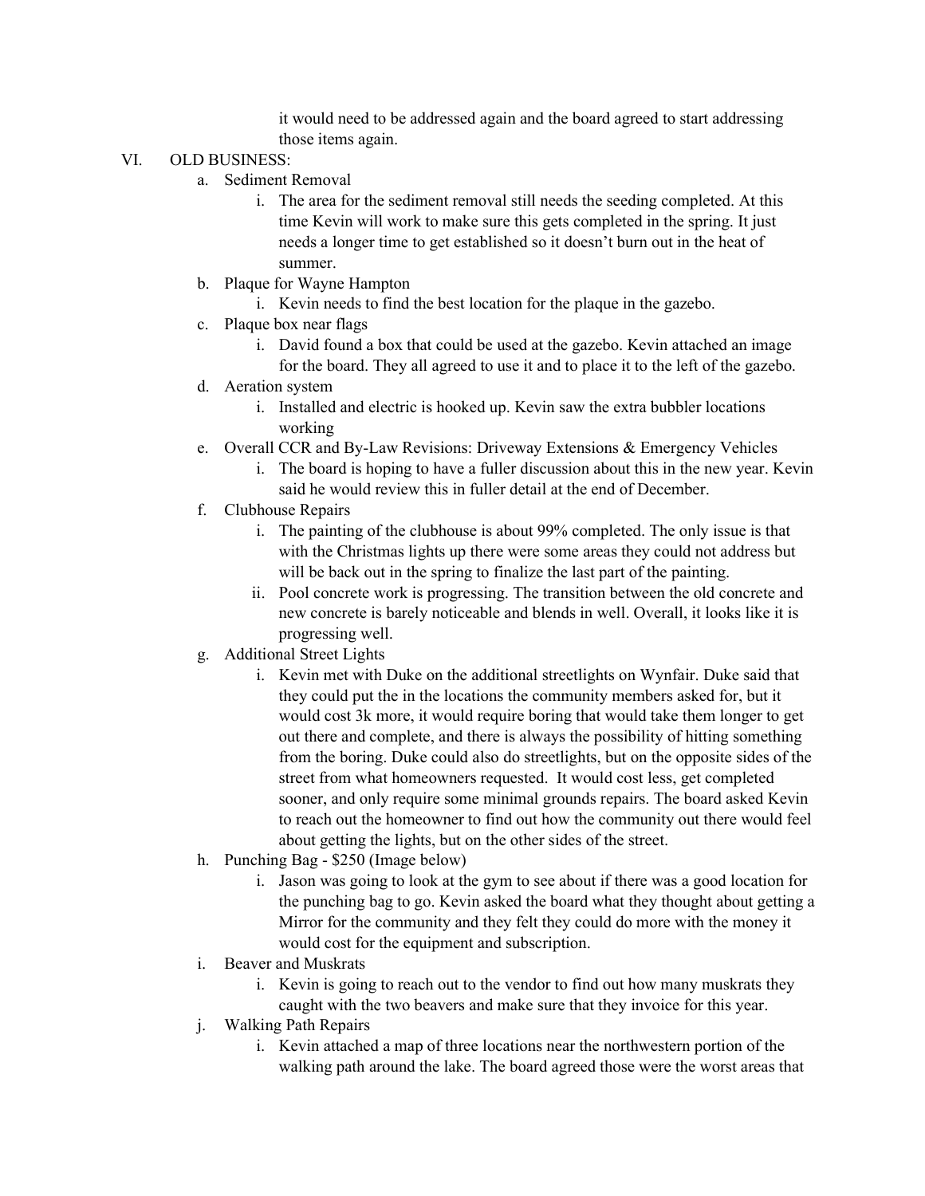it would need to be addressed again and the board agreed to start addressing those items again.

VI. OLD BUSINESS:

a. Sediment Removal
   i. The area for the sediment removal still needs the seeding completed. At this time Kevin will work to make sure this gets completed in the spring. It just needs a longer time to get established so it doesn't burn out in the heat of summer.

b. Plaque for Wayne Hampton
   i. Kevin needs to find the best location for the plaque in the gazebo.

c. Plaque box near flags
   i. David found a box that could be used at the gazebo. Kevin attached an image for the board. They all agreed to use it and to place it to the left of the gazebo.

d. Aeration system
   i. Installed and electric is hooked up. Kevin saw the extra bubbler locations working

e. Overall CCR and By-Law Revisions: Driveway Extensions & Emergency Vehicles
   i. The board is hoping to have a fuller discussion about this in the new year. Kevin said he would review this in fuller detail at the end of December.

f. Clubhouse Repairs
   i. The painting of the clubhouse is about 99% completed. The only issue is that with the Christmas lights up there were some areas they could not address but will be back out in the spring to finalize the last part of the painting.
   ii. Pool concrete work is progressing. The transition between the old concrete and new concrete is barely noticeable and blends in well. Overall, it looks like it is progressing well.

g. Additional Street Lights
   i. Kevin met with Duke on the additional streetlights on Wynfair. Duke said that they could put the in the locations the community members asked for, but it would cost 3k more, it would require boring that would take them longer to get out there and complete, and there is always the possibility of hitting something from the boring. Duke could also do streetlights, but on the opposite sides of the street from what homeowners requested. It would cost less, get completed sooner, and only require some minimal grounds repairs. The board asked Kevin to reach out the homeowner to find out how the community out there would feel about getting the lights, but on the other sides of the street.

h. Punching Bag - $250 (Image below)
   i. Jason was going to look at the gym to see about if there was a good location for the punching bag to go. Kevin asked the board what they thought about getting a Mirror for the community and they felt they could do more with the money it would cost for the equipment and subscription.

i. Beaver and Muskrats
   i. Kevin is going to reach out to the vendor to find out how many muskrats they caught with the two beavers and make sure that they invoice for this year.

j. Walking Path Repairs
   i. Kevin attached a map of three locations near the northwestern portion of the walking path around the lake. The board agreed those were the worst areas that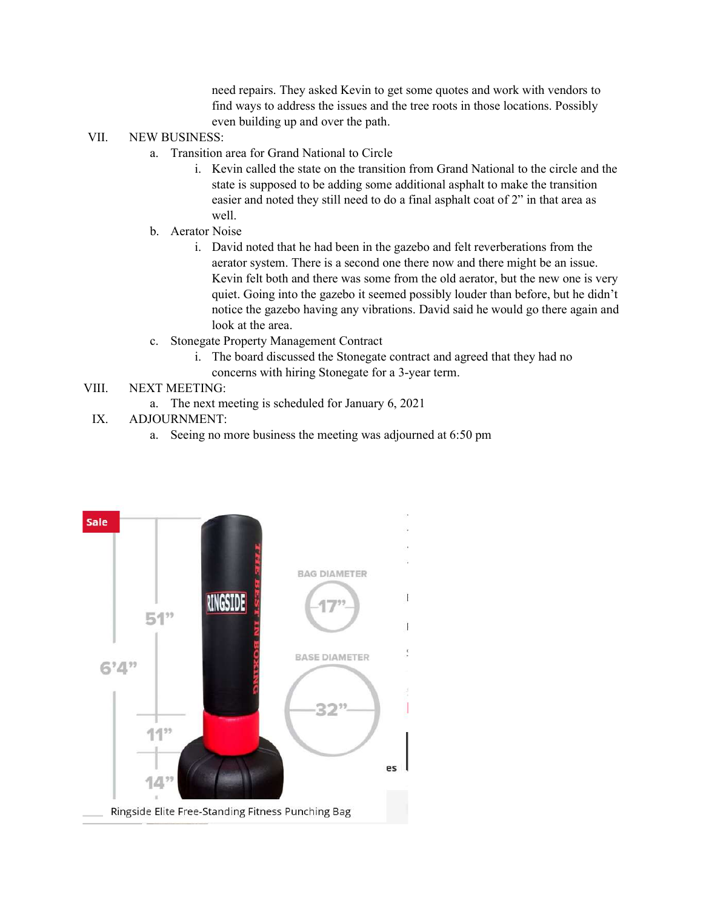need repairs. They asked Kevin to get some quotes and work with vendors to find ways to address the issues and the tree roots in those locations. Possibly even building up and over the path.

VII. NEW BUSINESS:

a. Transition area for Grand National to Circle

i. Kevin called the state on the transition from Grand National to the circle and the state is supposed to be adding some additional asphalt to make the transition easier and noted they still need to do a final asphalt coat of 2" in that area as well.

b. Aerator Noise

i. David noted that he had been in the gazebo and felt reverberations from the aerator system. There is a second one there now and there might be an issue. Kevin felt both and there was some from the old aerator, but the new one is very quiet. Going into the gazebo it seemed possibly louder than before, but he didn't notice the gazebo having any vibrations. David said he would go there again and look at the area.

c. Stonegate Property Management Contract

i. The board discussed the Stonegate contract and agreed that they had no concerns with hiring Stonegate for a 3-year term.

VIII. NEXT MEETING:

a. The next meeting is scheduled for January 6, 2021

IX. ADJOURNMENT:

a. Seeing no more business the meeting was adjourned at 6:50 pm

Sale

6'4"

51"

11"

14"

BAG DIAMETER

17"

BASE DIAMETER

32"

Ringside Elite Free-Standing Fitness Punching Bag